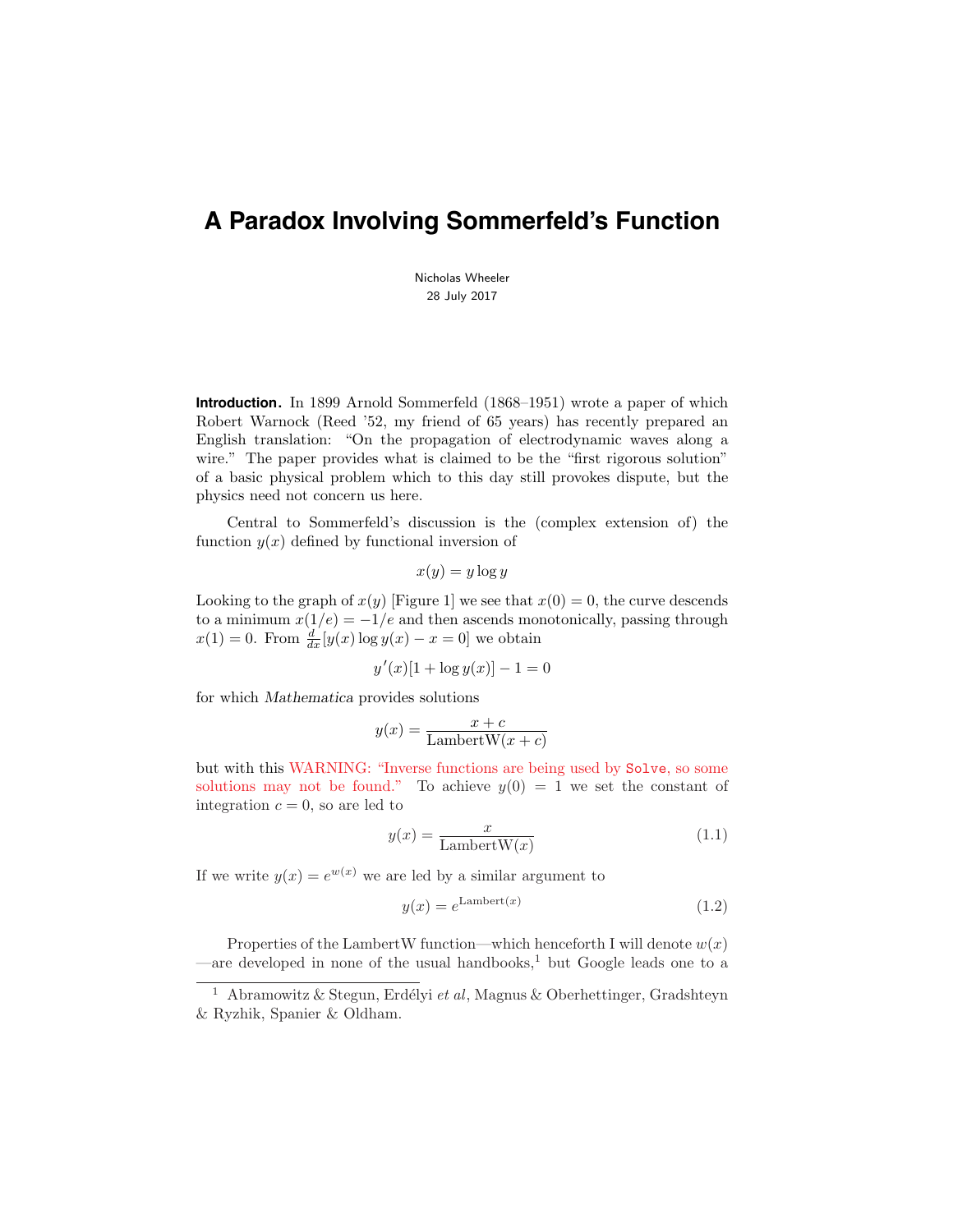# A Paradox Involving Sommerfeld's Function

Nicholas Wheeler
28 July 2017

**Introduction.** In 1899 Arnold Sommerfeld (1868–1951) wrote a paper of which Robert Warnock (Reed '52, my friend of 65 years) has recently prepared an English translation: "On the propagation of electrodynamic waves along a wire." The paper provides what is claimed to be the "first rigorous solution" of a basic physical problem which to this day still provokes dispute, but the physics need not concern us here.

Central to Sommerfeld's discussion is the (complex extension of) the function $y(x)$ defined by functional inversion of

$$x(y) = y \log y$$

Looking to the graph of $x(y)$ [Figure 1] we see that $x(0) = 0$, the curve descends to a minimum $x(1/e) = -1/e$ and then ascends monotonically, passing through $x(1) = 0$. From $\frac{d}{dx}[y(x)\log y(x) - x = 0]$ we obtain

$$y'(x)[1 + \log y(x)] - 1 = 0$$

for which *Mathematica* provides solutions

$$y(x) = \frac{x + c}{\text{LambertW}(x + c)}$$

but with this WARNING: "Inverse functions are being used by `Solve`, so some solutions may not be found." To achieve $y(0) = 1$ we set the constant of integration $c = 0$, so are led to

$$y(x) = \frac{x}{\text{LambertW}(x)} \tag{1.1}$$

If we write $y(x) = e^{w(x)}$ we are led by a similar argument to

$$y(x) = e^{\text{Lambert}(x)} \tag{1.2}$$

Properties of the LambertW function—which henceforth I will denote $w(x)$ —are developed in none of the usual handbooks,[1] but Google leads one to a

[1] Abramowitz & Stegun, Erdélyi *et al*, Magnus & Oberhettinger, Gradshteyn & Ryzhik, Spanier & Oldham.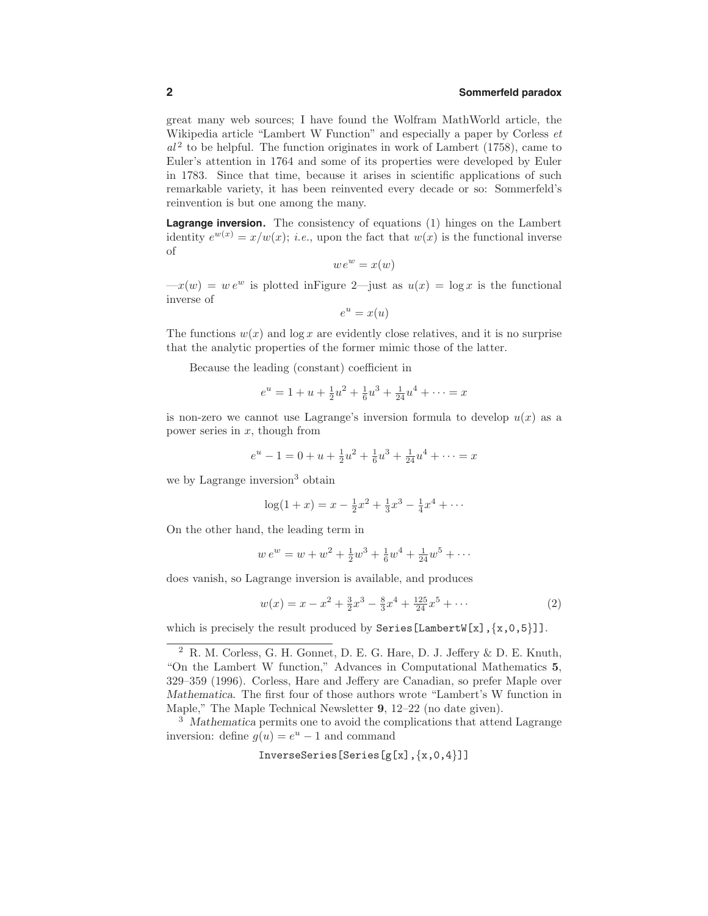great many web sources; I have found the Wolfram MathWorld article, the Wikipedia article "Lambert W Function" and especially a paper by Corless *et al*[2] to be helpful. The function originates in work of Lambert (1758), came to Euler's attention in 1764 and some of its properties were developed by Euler in 1783. Since that time, because it arises in scientific applications of such remarkable variety, it has been reinvented every decade or so: Sommerfeld's reinvention is but one among the many.

**Lagrange inversion.** The consistency of equations (1) hinges on the Lambert identity $e^{w(x)} = x/w(x)$; *i.e.*, upon the fact that $w(x)$ is the functional inverse of

$$w\,e^w = x(w)$$

—$x(w) = w\,e^w$ is plotted inFigure 2—just as $u(x) = \log x$ is the functional inverse of

$$e^u = x(u)$$

The functions $w(x)$ and $\log x$ are evidently close relatives, and it is no surprise that the analytic properties of the former mimic those of the latter.

Because the leading (constant) coefficient in

$$e^u = 1 + u + \tfrac{1}{2}u^2 + \tfrac{1}{6}u^3 + \tfrac{1}{24}u^4 + \cdots = x$$

is non-zero we cannot use Lagrange's inversion formula to develop $u(x)$ as a power series in $x$, though from

$$e^u - 1 = 0 + u + \tfrac{1}{2}u^2 + \tfrac{1}{6}u^3 + \tfrac{1}{24}u^4 + \cdots = x$$

we by Lagrange inversion[3] obtain

$$\log(1+x) = x - \tfrac{1}{2}x^2 + \tfrac{1}{3}x^3 - \tfrac{1}{4}x^4 + \cdots$$

On the other hand, the leading term in

$$w\,e^w = w + w^2 + \tfrac{1}{2}w^3 + \tfrac{1}{6}w^4 + \tfrac{1}{24}w^5 + \cdots$$

does vanish, so Lagrange inversion is available, and produces

$$w(x) = x - x^2 + \tfrac{3}{2}x^3 - \tfrac{8}{3}x^4 + \tfrac{125}{24}x^5 + \cdots \tag{2}$$

which is precisely the result produced by `Series[LambertW[x],{x,0,5}]`.

---

[2] R. M. Corless, G. H. Gonnet, D. E. G. Hare, D. J. Jeffery & D. E. Knuth, "On the Lambert W function," Advances in Computational Mathematics **5**, 329–359 (1996). Corless, Hare and Jeffery are Canadian, so prefer Maple over *Mathematica*. The first four of those authors wrote "Lambert's W function in Maple," The Maple Technical Newsletter **9**, 12–22 (no date given).

[3] *Mathematica* permits one to avoid the complications that attend Lagrange inversion: define $g(u) = e^u - 1$ and command

```
InverseSeries[Series[g[x],{x,0,4}]]
```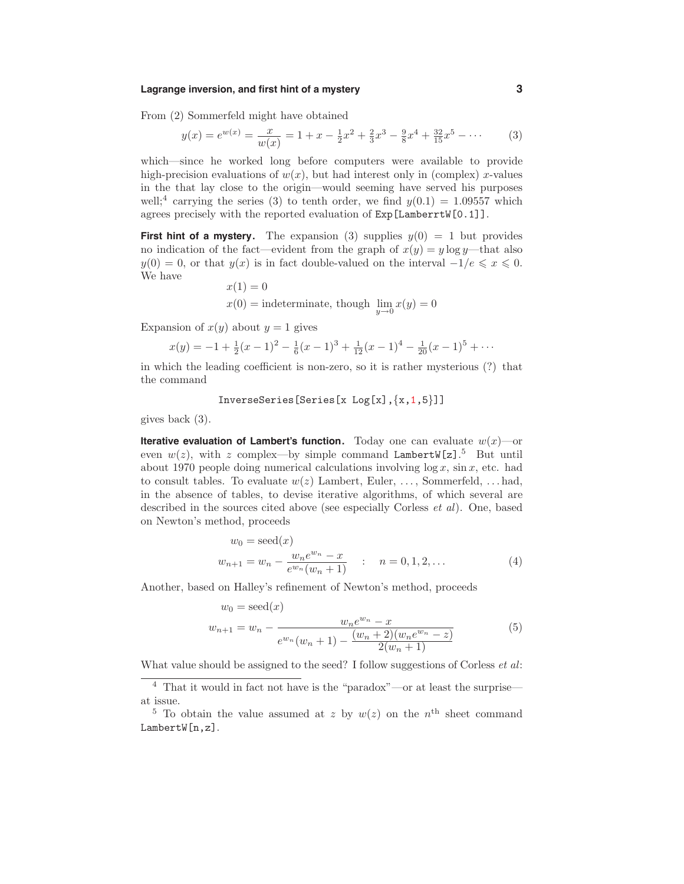From (2) Sommerfeld might have obtained

$$y(x) = e^{w(x)} = \frac{x}{w(x)} = 1 + x - \tfrac{1}{2}x^2 + \tfrac{2}{3}x^3 - \tfrac{9}{8}x^4 + \tfrac{32}{15}x^5 - \cdots \tag{3}$$

which—since he worked long before computers were available to provide high-precision evaluations of $w(x)$, but had interest only in (complex) $x$-values in the that lay close to the origin—would seeming have served his purposes well;[4] carrying the series (3) to tenth order, we find $y(0.1) = 1.09557$ which agrees precisely with the reported evaluation of `Exp[LamberrtW[0.1]]`.

**First hint of a mystery.** The expansion (3) supplies $y(0) = 1$ but provides no indication of the fact—evident from the graph of $x(y) = y \log y$—that also $y(0) = 0$, or that $y(x)$ is in fact double-valued on the interval $-1/e \leqslant x \leqslant 0$. We have

$$\begin{aligned} x(1) &= 0 \\ x(0) &= \text{indeterminate, though } \lim_{y\to 0} x(y) = 0 \end{aligned}$$

Expansion of $x(y)$ about $y = 1$ gives

$$x(y) = -1 + \tfrac{1}{2}(x-1)^2 - \tfrac{1}{6}(x-1)^3 + \tfrac{1}{12}(x-1)^4 - \tfrac{1}{20}(x-1)^5 + \cdots$$

in which the leading coefficient is non-zero, so it is rather mysterious (?) that the command

```
InverseSeries[Series[x Log[x],{x,1,5}]]
```

gives back (3).

**Iterative evaluation of Lambert's function.** Today one can evaluate $w(x)$—or even $w(z)$, with $z$ complex—by simple command `LambertW[z]`.[5] But until about 1970 people doing numerical calculations involving $\log x$, $\sin x$, etc. had to consult tables. To evaluate $w(z)$ Lambert, Euler, ..., Sommerfeld, ... had, in the absence of tables, to devise iterative algorithms, of which several are described in the sources cited above (see especially Corless *et al*). One, based on Newton's method, proceeds

$$\begin{aligned} w_0 &= \text{seed}(x) \\ w_{n+1} &= w_n - \frac{w_n e^{w_n} - x}{e^{w_n}(w_n + 1)} \quad : \quad n = 0, 1, 2, \ldots \end{aligned} \tag{4}$$

Another, based on Halley's refinement of Newton's method, proceeds

$$\begin{aligned} w_0 &= \text{seed}(x) \\ w_{n+1} &= w_n - \frac{w_n e^{w_n} - x}{e^{w_n}(w_n + 1) - \dfrac{(w_n + 2)(w_n e^{w_n} - z)}{2(w_n + 1)}} \end{aligned} \tag{5}$$

What value should be assigned to the seed? I follow suggestions of Corless *et al*:

---

[4] That it would in fact not have is the "paradox"—or at least the surprise—at issue.

[5] To obtain the value assumed at $z$ by $w(z)$ on the $n^{\text{th}}$ sheet command `LambertW[n,z]`.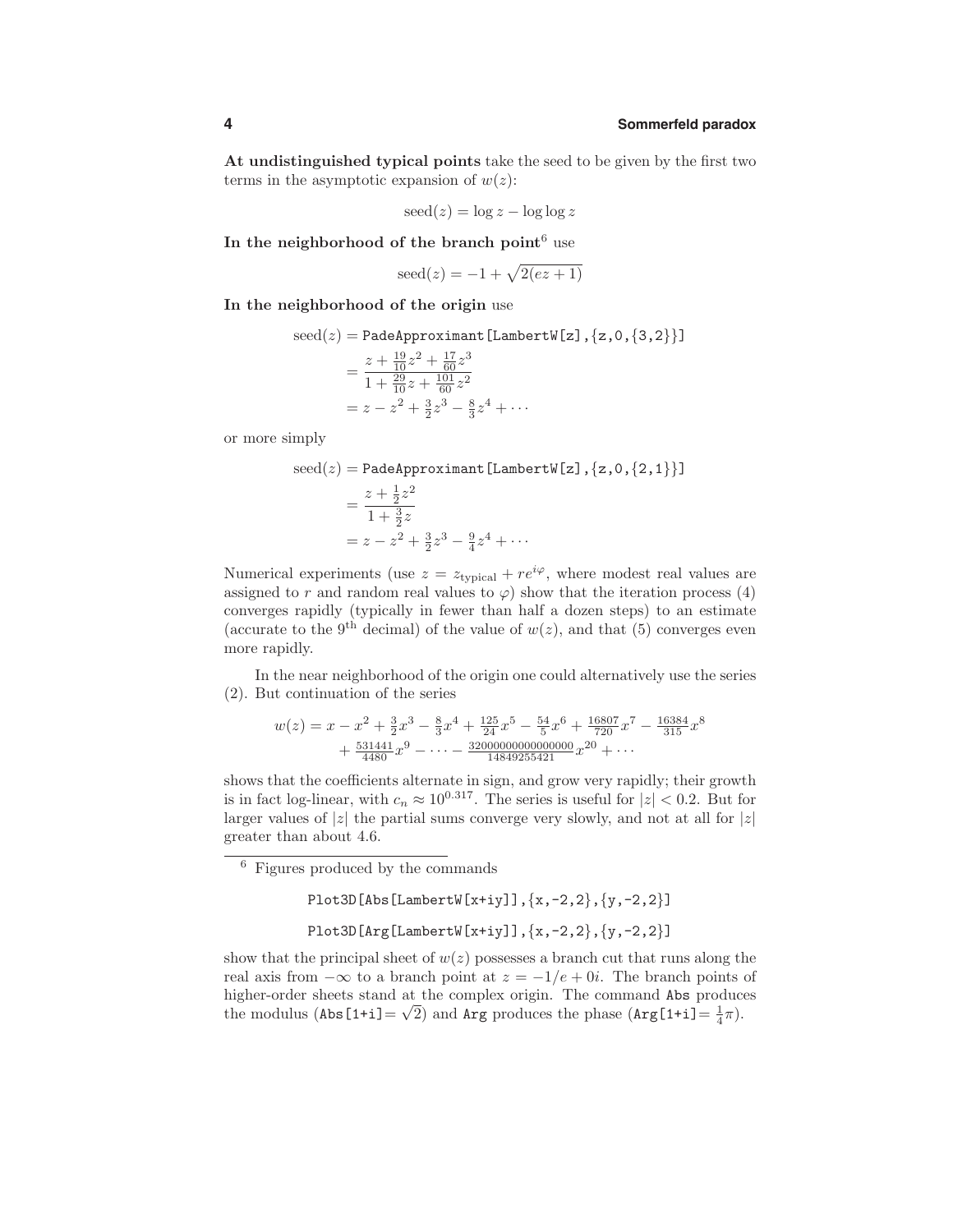**At undistinguished typical points** take the seed to be given by the first two terms in the asymptotic expansion of $w(z)$:

$$\text{seed}(z) = \log z - \log\log z$$

**In the neighborhood of the branch point**[6] use

$$\text{seed}(z) = -1 + \sqrt{2(ez+1)}$$

**In the neighborhood of the origin** use

$$\begin{aligned}
\text{seed}(z) &= \texttt{PadeApproximant[LambertW[z],\{z,0,\{3,2\}\}]} \\
&= \frac{z + \frac{19}{10}z^2 + \frac{17}{60}z^3}{1 + \frac{29}{10}z + \frac{101}{60}z^2} \\
&= z - z^2 + \tfrac{3}{2}z^3 - \tfrac{8}{3}z^4 + \cdots
\end{aligned}$$

or more simply

$$\begin{aligned}
\text{seed}(z) &= \texttt{PadeApproximant[LambertW[z],\{z,0,\{2,1\}\}]} \\
&= \frac{z + \frac{1}{2}z^2}{1 + \frac{3}{2}z} \\
&= z - z^2 + \tfrac{3}{2}z^3 - \tfrac{9}{4}z^4 + \cdots
\end{aligned}$$

Numerical experiments (use $z = z_{\text{typical}} + re^{i\varphi}$, where modest real values are assigned to $r$ and random real values to $\varphi$) show that the iteration process (4) converges rapidly (typically in fewer than half a dozen steps) to an estimate (accurate to the 9th decimal) of the value of $w(z)$, and that (5) converges even more rapidly.

In the near neighborhood of the origin one could alternatively use the series (2). But continuation of the series

$$w(z) = x - x^2 + \tfrac{3}{2}x^3 - \tfrac{8}{3}x^4 + \tfrac{125}{24}x^5 - \tfrac{54}{5}x^6 + \tfrac{16807}{720}x^7 - \tfrac{16384}{315}x^8 + \tfrac{531441}{4480}x^9 - \cdots - \tfrac{3200000000000000000}{14849255421}x^{20} + \cdots$$

shows that the coefficients alternate in sign, and grow very rapidly; their growth is in fact log-linear, with $c_n \approx 10^{0.317}$. The series is useful for $|z| < 0.2$. But for larger values of $|z|$ the partial sums converge very slowly, and not at all for $|z|$ greater than about 4.6.

---

[6] Figures produced by the commands

```
Plot3D[Abs[LambertW[x+iy]],{x,-2,2},{y,-2,2}]
Plot3D[Arg[LambertW[x+iy]],{x,-2,2},{y,-2,2}]
```

show that the principal sheet of $w(z)$ possesses a branch cut that runs along the real axis from $-\infty$ to a branch point at $z = -1/e + 0i$. The branch points of higher-order sheets stand at the complex origin. The command `Abs` produces the modulus (`Abs[1+i]`$= \sqrt{2}$) and `Arg` produces the phase (`Arg[1+i]`$= \frac{1}{4}\pi$).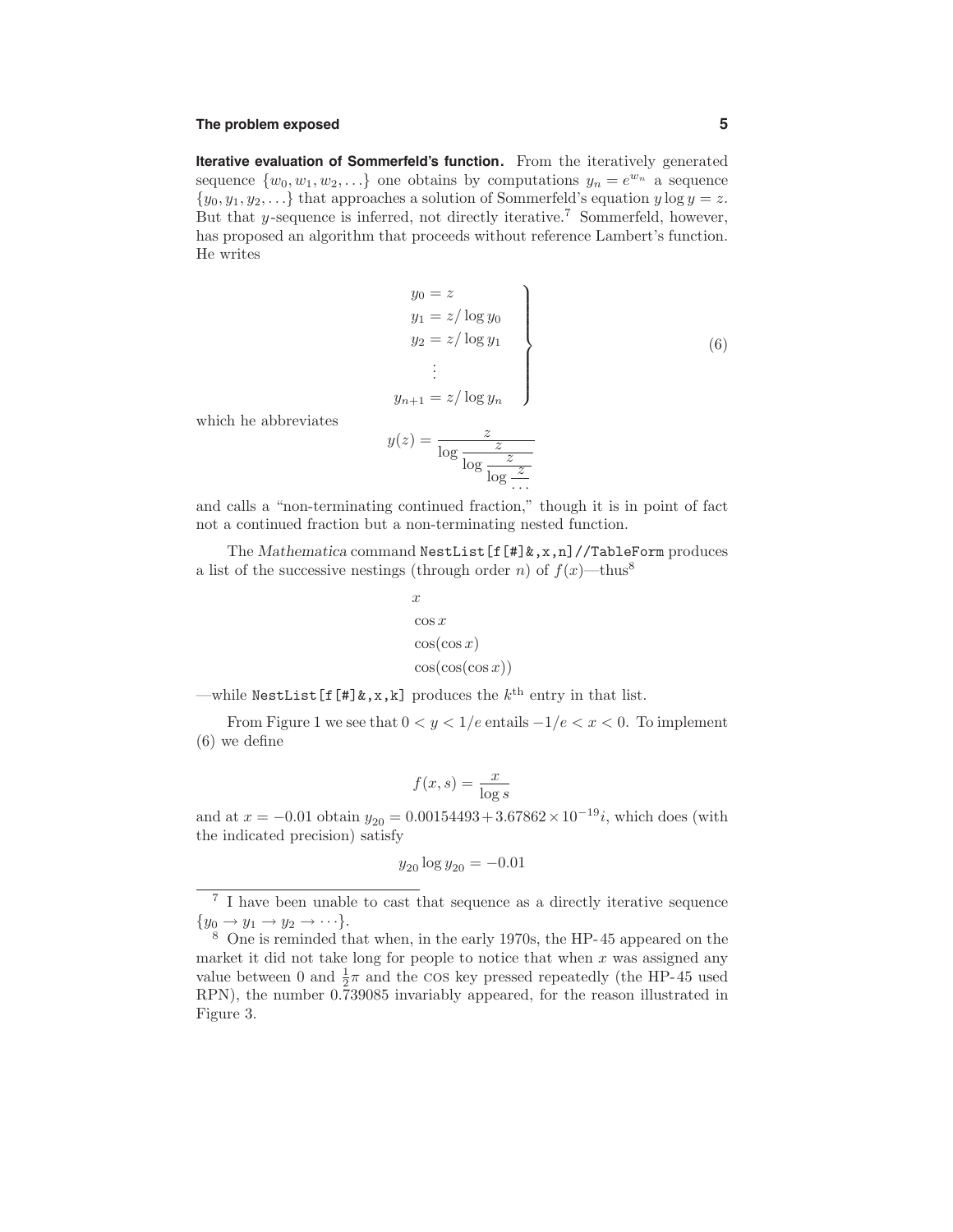**Iterative evaluation of Sommerfeld's function.** From the iteratively generated sequence $\{w_0, w_1, w_2, \ldots\}$ one obtains by computations $y_n = e^{w_n}$ a sequence $\{y_0, y_1, y_2, \ldots\}$ that approaches a solution of Sommerfeld's equation $y \log y = z$. But that $y$-sequence is inferred, not directly iterative.[7] Sommerfeld, however, has proposed an algorithm that proceeds without reference Lambert's function. He writes

$$
\left.
\begin{aligned}
y_0 &= z \\
y_1 &= z/\log y_0 \\
y_2 &= z/\log y_1 \\
&\;\vdots \\
y_{n+1} &= z/\log y_n
\end{aligned}
\right\}
\tag{6}
$$

which he abbreviates

$$
y(z) = \cfrac{z}{\log \cfrac{z}{\log \cfrac{z}{\log \cfrac{z}{\cdots}}}}
$$

and calls a "non-terminating continued fraction," though it is in point of fact not a continued fraction but a non-terminating nested function.

The *Mathematica* command `NestList[f[#]&,x,n]//TableForm` produces a list of the successive nestings (through order $n$) of $f(x)$—thus[8]

$$
\begin{aligned}
&x \\
&\cos x \\
&\cos(\cos x) \\
&\cos(\cos(\cos x))
\end{aligned}
$$

—while `NestList[f[#]&,x,k]` produces the $k^{\text{th}}$ entry in that list.

From Figure 1 we see that $0 < y < 1/e$ entails $-1/e < x < 0$. To implement (6) we define

$$
f(x, s) = \frac{x}{\log s}
$$

and at $x = -0.01$ obtain $y_{20} = 0.00154493 + 3.67862 \times 10^{-19} i$, which does (with the indicated precision) satisfy

$$
y_{20} \log y_{20} = -0.01
$$

---

[7] I have been unable to cast that sequence as a directly iterative sequence $\{y_0 \rightarrow y_1 \rightarrow y_2 \rightarrow \cdots\}$.

[8] One is reminded that when, in the early 1970s, the HP-45 appeared on the market it did not take long for people to notice that when $x$ was assigned any value between 0 and $\frac{1}{2}\pi$ and the cos key pressed repeatedly (the HP-45 used RPN), the number 0.739085 invariably appeared, for the reason illustrated in Figure 3.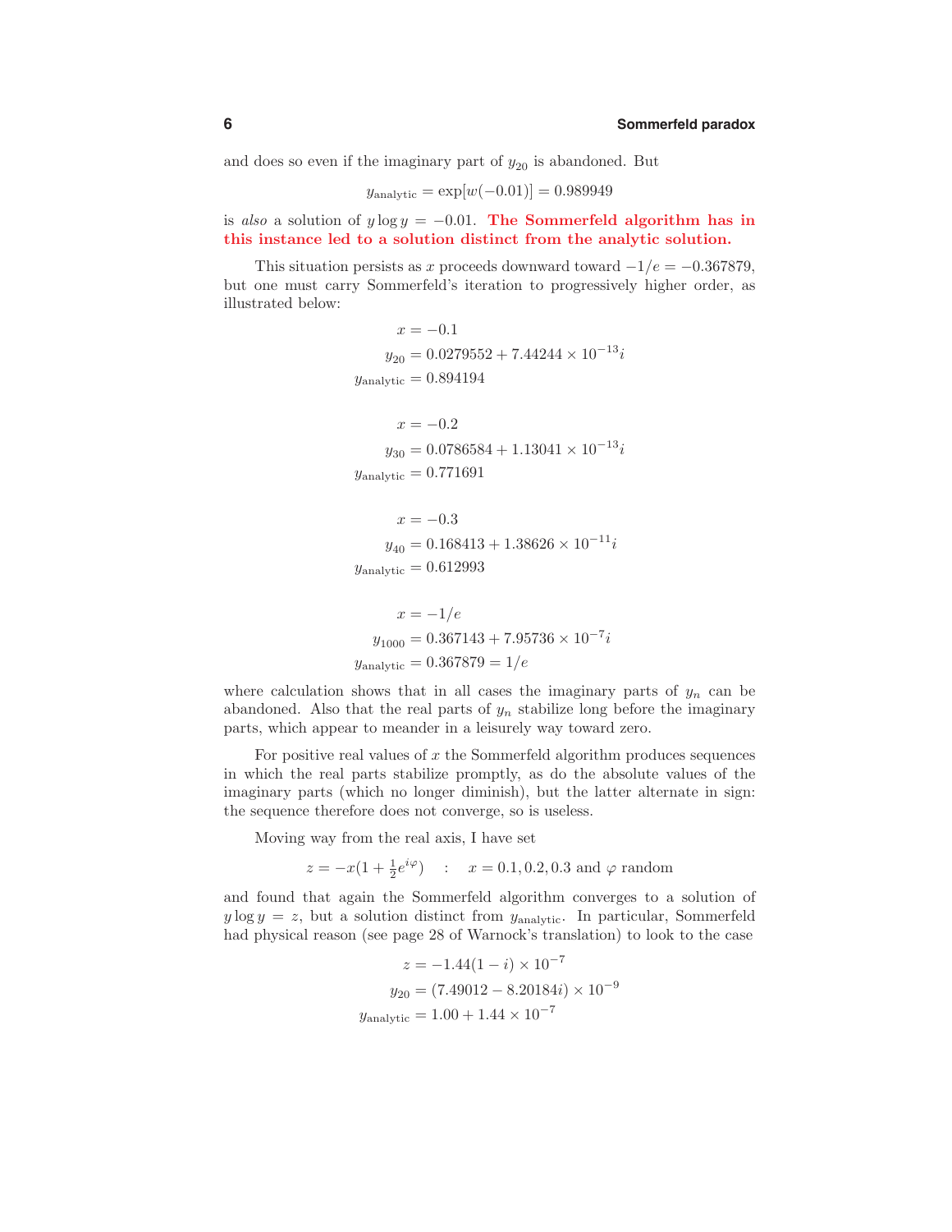and does so even if the imaginary part of $y_{20}$ is abandoned. But

$$y_{\text{analytic}} = \exp[w(-0.01)] = 0.989949$$

is *also* a solution of $y \log y = -0.01$. **The Sommerfeld algorithm has in this instance led to a solution distinct from the analytic solution.**

This situation persists as $x$ proceeds downward toward $-1/e = -0.367879$, but one must carry Sommerfeld's iteration to progressively higher order, as illustrated below:

$$\begin{aligned} x &= -0.1 \\ y_{20} &= 0.0279552 + 7.44244 \times 10^{-13} i \\ y_{\text{analytic}} &= 0.894194 \end{aligned}$$

$$\begin{aligned} x &= -0.2 \\ y_{30} &= 0.0786584 + 1.13041 \times 10^{-13} i \\ y_{\text{analytic}} &= 0.771691 \end{aligned}$$

$$\begin{aligned} x &= -0.3 \\ y_{40} &= 0.168413 + 1.38626 \times 10^{-11} i \\ y_{\text{analytic}} &= 0.612993 \end{aligned}$$

$$\begin{aligned} x &= -1/e \\ y_{1000} &= 0.367143 + 7.95736 \times 10^{-7} i \\ y_{\text{analytic}} &= 0.367879 = 1/e \end{aligned}$$

where calculation shows that in all cases the imaginary parts of $y_n$ can be abandoned. Also that the real parts of $y_n$ stabilize long before the imaginary parts, which appear to meander in a leisurely way toward zero.

For positive real values of $x$ the Sommerfeld algorithm produces sequences in which the real parts stabilize promptly, as do the absolute values of the imaginary parts (which no longer diminish), but the latter alternate in sign: the sequence therefore does not converge, so is useless.

Moving way from the real axis, I have set

$$z = -x(1 + \tfrac{1}{2} e^{i\varphi}) \quad : \quad x = 0.1, 0.2, 0.3 \text{ and } \varphi \text{ random}$$

and found that again the Sommerfeld algorithm converges to a solution of $y \log y = z$, but a solution distinct from $y_{\text{analytic}}$. In particular, Sommerfeld had physical reason (see page 28 of Warnock's translation) to look to the case

$$\begin{aligned} z &= -1.44(1 - i) \times 10^{-7} \\ y_{20} &= (7.49012 - 8.20184 i) \times 10^{-9} \\ y_{\text{analytic}} &= 1.00 + 1.44 \times 10^{-7} \end{aligned}$$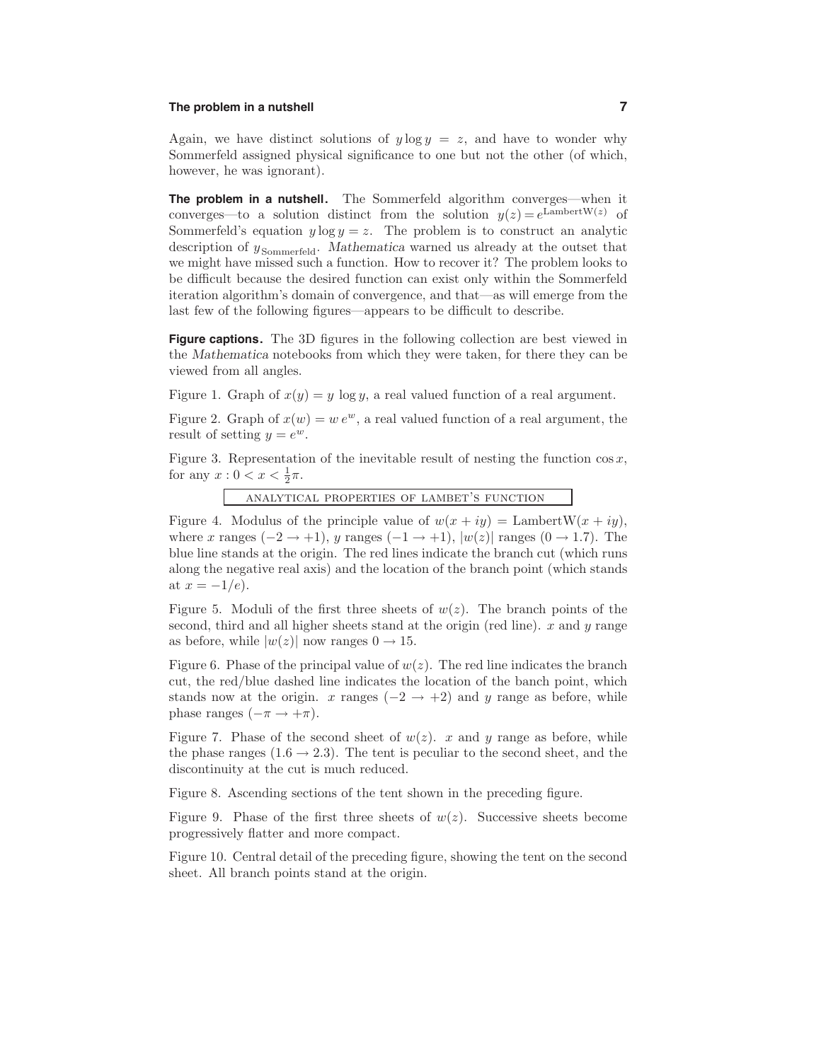Again, we have distinct solutions of $y \log y = z$, and have to wonder why Sommerfeld assigned physical significance to one but not the other (of which, however, he was ignorant).

**The problem in a nutshell.** The Sommerfeld algorithm converges—when it converges—to a solution distinct from the solution $y(z) = e^{\text{LambertW}(z)}$ of Sommerfeld's equation $y \log y = z$. The problem is to construct an analytic description of $y_{\text{Sommerfeld}}$. *Mathematica* warned us already at the outset that we might have missed such a function. How to recover it? The problem looks to be difficult because the desired function can exist only within the Sommerfeld iteration algorithm's domain of convergence, and that—as will emerge from the last few of the following figures—appears to be difficult to describe.

**Figure captions.** The 3D figures in the following collection are best viewed in the *Mathematica* notebooks from which they were taken, for there they can be viewed from all angles.

Figure 1. Graph of $x(y) = y \log y$, a real valued function of a real argument.

Figure 2. Graph of $x(w) = w\, e^w$, a real valued function of a real argument, the result of setting $y = e^w$.

Figure 3. Representation of the inevitable result of nesting the function $\cos x$, for any $x : 0 < x < \frac{1}{2}\pi$.

ANALYTICAL PROPERTIES OF LAMBET'S FUNCTION

Figure 4. Modulus of the principle value of $w(x + iy) = \text{LambertW}(x + iy)$, where $x$ ranges $(-2 \to +1)$, $y$ ranges $(-1 \to +1)$, $|w(z)|$ ranges $(0 \to 1.7)$. The blue line stands at the origin. The red lines indicate the branch cut (which runs along the negative real axis) and the location of the branch point (which stands at $x = -1/e$).

Figure 5. Moduli of the first three sheets of $w(z)$. The branch points of the second, third and all higher sheets stand at the origin (red line). $x$ and $y$ range as before, while $|w(z)|$ now ranges $0 \to 15$.

Figure 6. Phase of the principal value of $w(z)$. The red line indicates the branch cut, the red/blue dashed line indicates the location of the banch point, which stands now at the origin. $x$ ranges $(-2 \to +2)$ and $y$ range as before, while phase ranges $(-\pi \to +\pi)$.

Figure 7. Phase of the second sheet of $w(z)$. $x$ and $y$ range as before, while the phase ranges $(1.6 \to 2.3)$. The tent is peculiar to the second sheet, and the discontinuity at the cut is much reduced.

Figure 8. Ascending sections of the tent shown in the preceding figure.

Figure 9. Phase of the first three sheets of $w(z)$. Successive sheets become progressively flatter and more compact.

Figure 10. Central detail of the preceding figure, showing the tent on the second sheet. All branch points stand at the origin.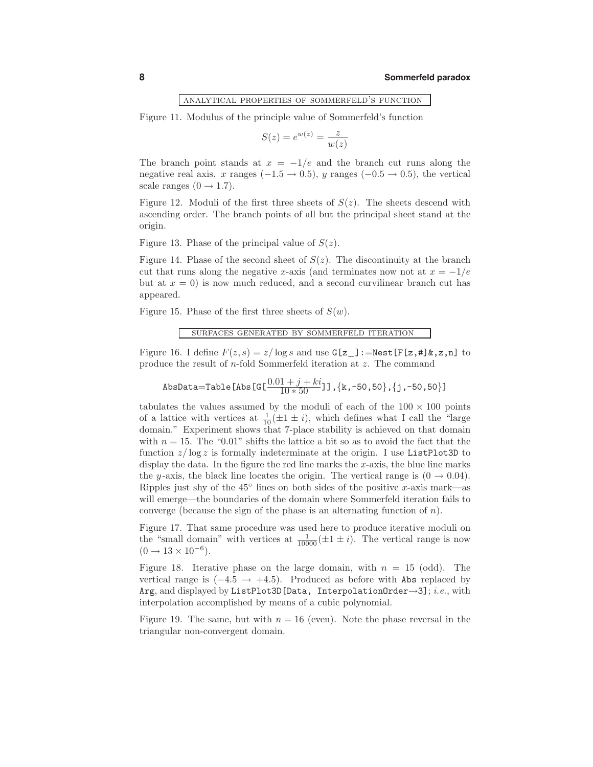## ANALYTICAL PROPERTIES OF SOMMERFELD'S FUNCTION

Figure 11. Modulus of the principle value of Sommerfeld's function

$$S(z) = e^{w(z)} = \frac{z}{w(z)}$$

The branch point stands at $x = -1/e$ and the branch cut runs along the negative real axis. $x$ ranges $(-1.5 \to 0.5)$, $y$ ranges $(-0.5 \to 0.5)$, the vertical scale ranges $(0 \to 1.7)$.

Figure 12. Moduli of the first three sheets of $S(z)$. The sheets descend with ascending order. The branch points of all but the principal sheet stand at the origin.

Figure 13. Phase of the principal value of $S(z)$.

Figure 14. Phase of the second sheet of $S(z)$. The discontinuity at the branch cut that runs along the negative $x$-axis (and terminates now not at $x = -1/e$ but at $x = 0$) is now much reduced, and a second curvilinear branch cut has appeared.

Figure 15. Phase of the first three sheets of $S(w)$.

## SURFACES GENERATED BY SOMMERFELD ITERATION

Figure 16. I define $F(z, s) = z/\log s$ and use `G[z_]:=Nest[F[z,#]&,z,n]` to produce the result of $n$-fold Sommerfeld iteration at $z$. The command

$$\texttt{AbsData=Table[Abs[G[}\frac{0.01 + j + ki}{10 * 50}\texttt{]],\{k,-50,50\},\{j,-50,50\}]}$$

tabulates the values assumed by the moduli of each of the $100 \times 100$ points of a lattice with vertices at $\frac{1}{10}(\pm 1 \pm i)$, which defines what I call the "large domain." Experiment shows that 7-place stability is achieved on that domain with $n = 15$. The "0.01" shifts the lattice a bit so as to avoid the fact that the function $z/\log z$ is formally indeterminate at the origin. I use `ListPlot3D` to display the data. In the figure the red line marks the $x$-axis, the blue line marks the $y$-axis, the black line locates the origin. The vertical range is $(0 \to 0.04)$. Ripples just shy of the 45° lines on both sides of the positive $x$-axis mark—as will emerge—the boundaries of the domain where Sommerfeld iteration fails to converge (because the sign of the phase is an alternating function of $n$).

Figure 17. That same procedure was used here to produce iterative moduli on the "small domain" with vertices at $\frac{1}{10000}(\pm 1 \pm i)$. The vertical range is now $(0 \to 13 \times 10^{-6})$.

Figure 18. Iterative phase on the large domain, with $n = 15$ (odd). The vertical range is $(-4.5 \to +4.5)$. Produced as before with `Abs` replaced by `Arg`, and displayed by `ListPlot3D[Data, InterpolationOrder→3]`; *i.e.*, with interpolation accomplished by means of a cubic polynomial.

Figure 19. The same, but with $n = 16$ (even). Note the phase reversal in the triangular non-convergent domain.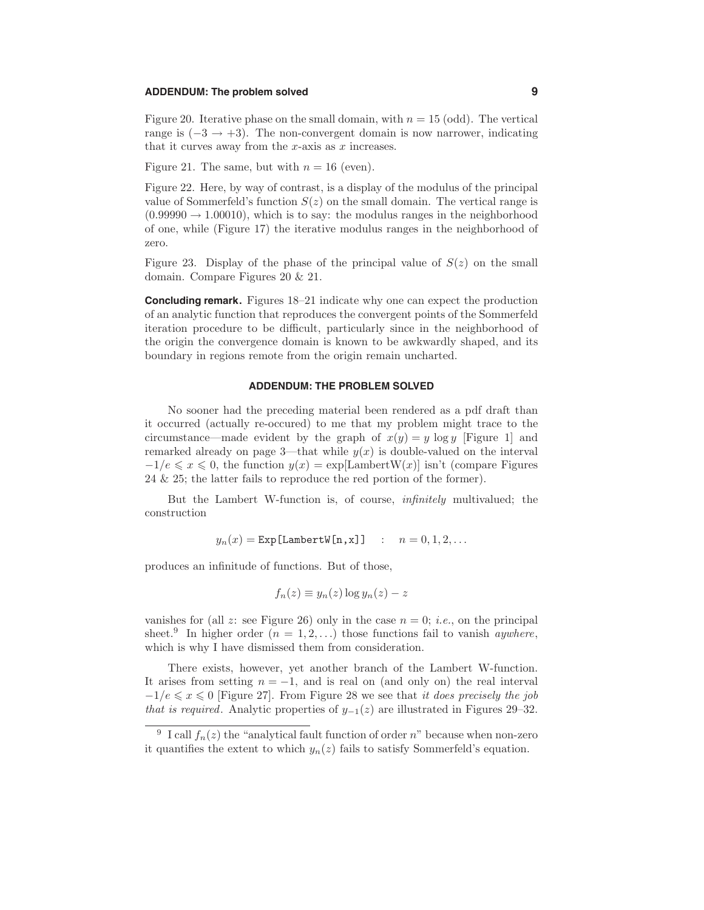Figure 20. Iterative phase on the small domain, with $n = 15$ (odd). The vertical range is $(-3 \rightarrow +3)$. The non-convergent domain is now narrower, indicating that it curves away from the $x$-axis as $x$ increases.

Figure 21. The same, but with $n = 16$ (even).

Figure 22. Here, by way of contrast, is a display of the modulus of the principal value of Sommerfeld's function $S(z)$ on the small domain. The vertical range is $(0.99990 \rightarrow 1.00010)$, which is to say: the modulus ranges in the neighborhood of one, while (Figure 17) the iterative modulus ranges in the neighborhood of zero.

Figure 23. Display of the phase of the principal value of $S(z)$ on the small domain. Compare Figures 20 & 21.

**Concluding remark.** Figures 18–21 indicate why one can expect the production of an analytic function that reproduces the convergent points of the Sommerfeld iteration procedure to be difficult, particularly since in the neighborhood of the origin the convergence domain is known to be awkwardly shaped, and its boundary in regions remote from the origin remain uncharted.

## ADDENDUM: THE PROBLEM SOLVED

No sooner had the preceding material been rendered as a pdf draft than it occurred (actually re-occured) to me that my problem might trace to the circumstance—made evident by the graph of $x(y) = y \log y$ [Figure 1] and remarked already on page 3—that while $y(x)$ is double-valued on the interval $-1/e \leqslant x \leqslant 0$, the function $y(x) = \exp[\text{LambertW}(x)]$ isn't (compare Figures 24 & 25; the latter fails to reproduce the red portion of the former).

But the Lambert W-function is, of course, *infinitely* multivalued; the construction

$$y_n(x) = \texttt{Exp[LambertW[n,x]]} \quad : \quad n = 0, 1, 2, \ldots$$

produces an infinitude of functions. But of those,

$$f_n(z) \equiv y_n(z) \log y_n(z) - z$$

vanishes for (all $z$: see Figure 26) only in the case $n = 0$; *i.e.*, on the principal sheet.[9] In higher order $(n = 1, 2, \ldots)$ those functions fail to vanish *aywhere*, which is why I have dismissed them from consideration.

There exists, however, yet another branch of the Lambert W-function. It arises from setting $n = -1$, and is real on (and only on) the real interval $-1/e \leqslant x \leqslant 0$ [Figure 27]. From Figure 28 we see that *it does precisely the job that is required*. Analytic properties of $y_{-1}(z)$ are illustrated in Figures 29–32.

[9] I call $f_n(z)$ the "analytical fault function of order $n$" because when non-zero it quantifies the extent to which $y_n(z)$ fails to satisfy Sommerfeld's equation.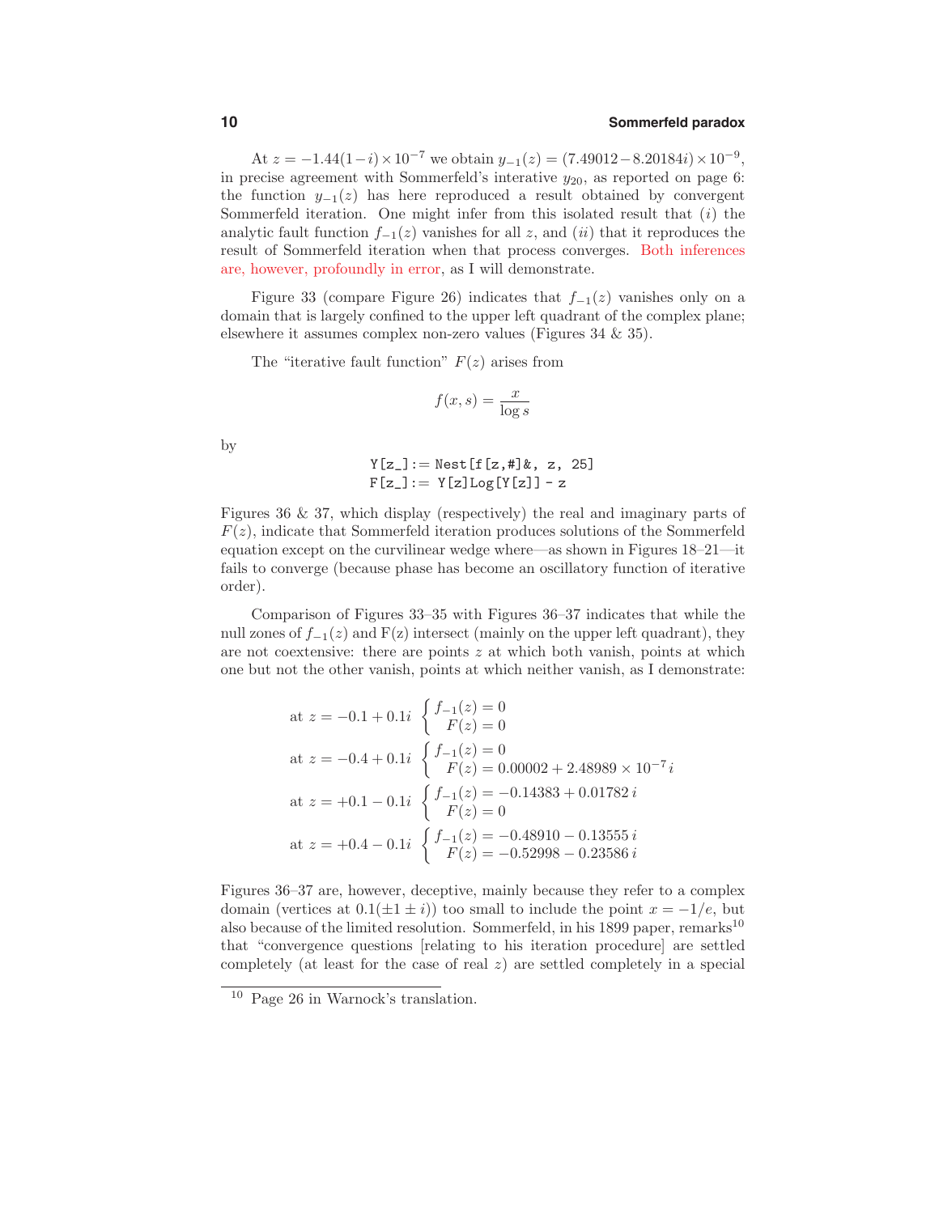At $z = -1.44(1-i) \times 10^{-7}$ we obtain $y_{-1}(z) = (7.49012 - 8.20184i) \times 10^{-9}$, in precise agreement with Sommerfeld's interative $y_{20}$, as reported on page 6: the function $y_{-1}(z)$ has here reproduced a result obtained by convergent Sommerfeld iteration. One might infer from this isolated result that $(i)$ the analytic fault function $f_{-1}(z)$ vanishes for all $z$, and $(ii)$ that it reproduces the result of Sommerfeld iteration when that process converges. Both inferences are, however, profoundly in error, as I will demonstrate.

Figure 33 (compare Figure 26) indicates that $f_{-1}(z)$ vanishes only on a domain that is largely confined to the upper left quadrant of the complex plane; elsewhere it assumes complex non-zero values (Figures 34 & 35).

The "iterative fault function" $F(z)$ arises from

$$f(x, s) = \frac{x}{\log s}$$

by

```
Y[z_]:= Nest[f[z,#]&, z, 25]
F[z_]:= Y[z]Log[Y[z]] - z
```

Figures 36 & 37, which display (respectively) the real and imaginary parts of $F(z)$, indicate that Sommerfeld iteration produces solutions of the Sommerfeld equation except on the curvilinear wedge where—as shown in Figures 18–21—it fails to converge (because phase has become an oscillatory function of iterative order).

Comparison of Figures 33–35 with Figures 36–37 indicates that while the null zones of $f_{-1}(z)$ and F(z) intersect (mainly on the upper left quadrant), they are not coextensive: there are points $z$ at which both vanish, points at which one but not the other vanish, points at which neither vanish, as I demonstrate:

$$\text{at } z = -0.1 + 0.1i \;\begin{cases} f_{-1}(z) = 0 \\ \;\;F(z) = 0 \end{cases}$$

$$\text{at } z = -0.4 + 0.1i \;\begin{cases} f_{-1}(z) = 0 \\ \;\;F(z) = 0.00002 + 2.48989 \times 10^{-7}\, i \end{cases}$$

$$\text{at } z = +0.1 - 0.1i \;\begin{cases} f_{-1}(z) = -0.14383 + 0.01782\, i \\ \;\;F(z) = 0 \end{cases}$$

$$\text{at } z = +0.4 - 0.1i \;\begin{cases} f_{-1}(z) = -0.48910 - 0.13555\, i \\ \;\;F(z) = -0.52998 - 0.23586\, i \end{cases}$$

Figures 36–37 are, however, deceptive, mainly because they refer to a complex domain (vertices at $0.1(\pm 1 \pm i)$) too small to include the point $x = -1/e$, but also because of the limited resolution. Sommerfeld, in his 1899 paper, remarks[10] that "convergence questions [relating to his iteration procedure] are settled completely (at least for the case of real $z$) are settled completely in a special

[10] Page 26 in Warnock's translation.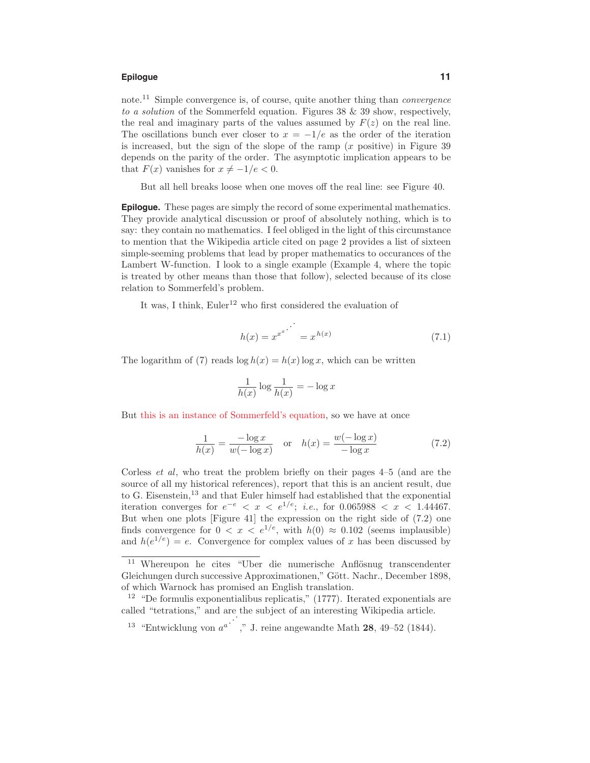note.[11] Simple convergence is, of course, quite another thing than *convergence to a solution* of the Sommerfeld equation. Figures 38 & 39 show, respectively, the real and imaginary parts of the values assumed by $F(z)$ on the real line. The oscillations bunch ever closer to $x = -1/e$ as the order of the iteration is increased, but the sign of the slope of the ramp ($x$ positive) in Figure 39 depends on the parity of the order. The asymptotic implication appears to be that $F(x)$ vanishes for $x \neq -1/e < 0$.

But all hell breaks loose when one moves off the real line: see Figure 40.

**Epilogue.** These pages are simply the record of some experimental mathematics. They provide analytical discussion or proof of absolutely nothing, which is to say: they contain no mathematics. I feel obliged in the light of this circumstance to mention that the Wikipedia article cited on page 2 provides a list of sixteen simple-seeming problems that lead by proper mathematics to occurances of the Lambert W-function. I look to a single example (Example 4, where the topic is treated by other means than those that follow), selected because of its close relation to Sommerfeld's problem.

It was, I think, Euler[12] who first considered the evaluation of

$$h(x) = x^{x^{x^{\cdot^{\cdot^{\cdot}}}}} = x^{h(x)} \tag{7.1}$$

The logarithm of (7) reads $\log h(x) = h(x) \log x$, which can be written

$$\frac{1}{h(x)} \log \frac{1}{h(x)} = -\log x$$

But this is an instance of Sommerfeld's equation, so we have at once

$$\frac{1}{h(x)} = \frac{-\log x}{w(-\log x)} \quad \text{or} \quad h(x) = \frac{w(-\log x)}{-\log x} \tag{7.2}$$

Corless *et al*, who treat the problem briefly on their pages 4–5 (and are the source of all my historical references), report that this is an ancient result, due to G. Eisenstein,[13] and that Euler himself had established that the exponential iteration converges for $e^{-e} < x < e^{1/e}$; *i.e.*, for $0.065988 < x < 1.44467$. But when one plots [Figure 41] the expression on the right side of (7.2) one finds convergence for $0 < x < e^{1/e}$, with $h(0) \approx 0.102$ (seems implausible) and $h(e^{1/e}) = e$. Convergence for complex values of $x$ has been discussed by

---

[11] Whereupon he cites "Uber die numerische Anflösnug transcendenter Gleichungen durch successive Approximationen," Gött. Nachr., December 1898, of which Warnock has promised an English translation.

[12] "De formulis exponentialibus replicatis," (1777). Iterated exponentials are called "tetrations," and are the subject of an interesting Wikipedia article.

[13] "Entwicklung von $a^{a^{\cdot^{\cdot^{\cdot}}}}$," J. reine angewandte Math **28**, 49–52 (1844).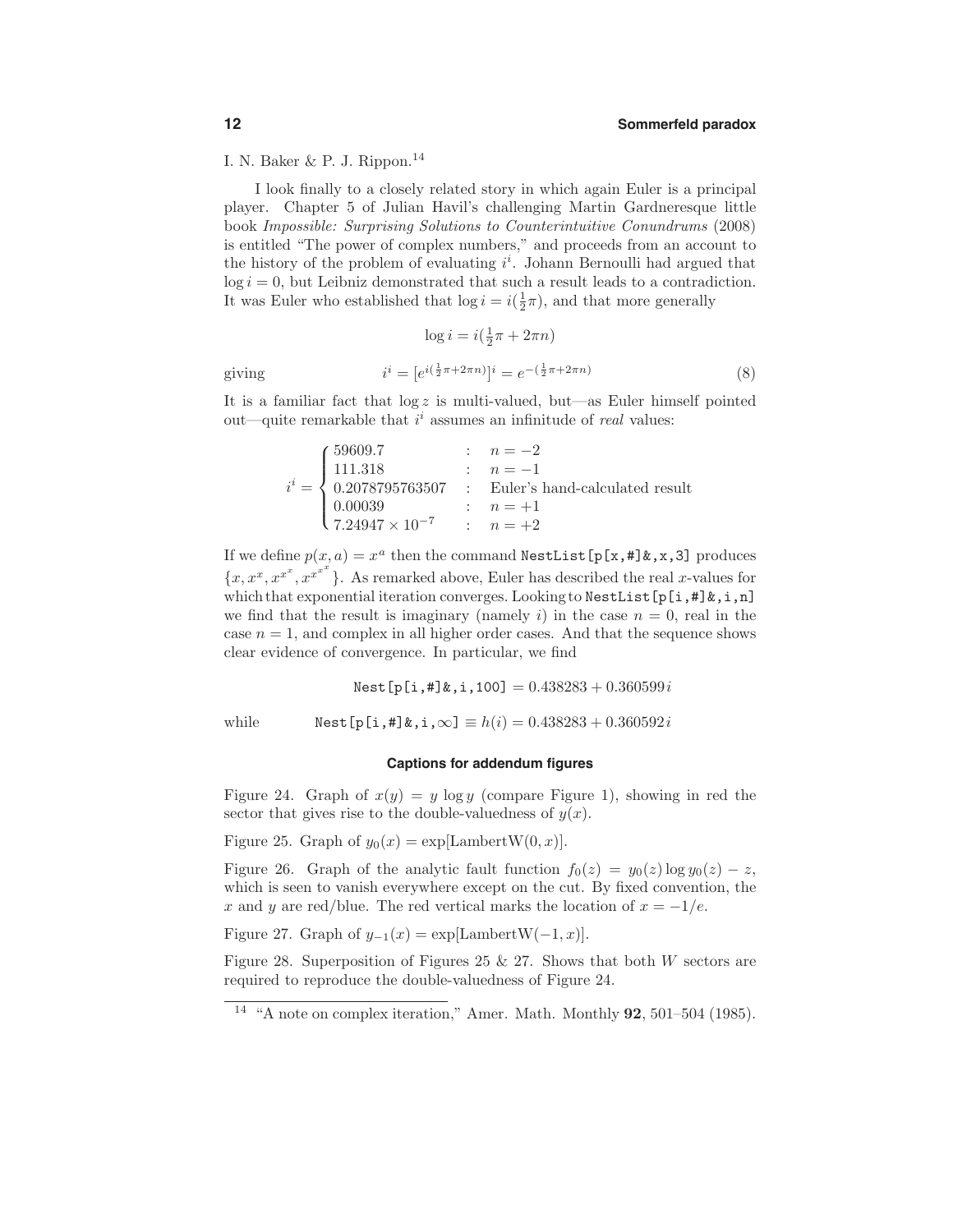I. N. Baker & P. J. Rippon.[14]

I look finally to a closely related story in which again Euler is a principal player. Chapter 5 of Julian Havil's challenging Martin Gardneresque little book *Impossible: Surprising Solutions to Counterintuitive Conundrums* (2008) is entitled "The power of complex numbers," and proceeds from an account to the history of the problem of evaluating $i^i$. Johann Bernoulli had argued that $\log i = 0$, but Leibniz demonstrated that such a result leads to a contradiction. It was Euler who established that $\log i = i(\frac{1}{2}\pi)$, and that more generally

$$\log i = i(\tfrac{1}{2}\pi + 2\pi n)$$

giving

$$i^i = [e^{i(\frac{1}{2}\pi+2\pi n)}]^i = e^{-(\frac{1}{2}\pi+2\pi n)} \tag{8}$$

It is a familiar fact that $\log z$ is multi-valued, but—as Euler himself pointed out—quite remarkable that $i^i$ assumes an infinitude of *real* values:

$$i^i = \begin{cases} 59609.7 & : \quad n=-2 \\ 111.318 & : \quad n=-1 \\ 0.2078795763507 & : \quad \text{Euler's hand-calculated result} \\ 0.00039 & : \quad n=+1 \\ 7.24947\times 10^{-7} & : \quad n=+2 \end{cases}$$

If we define $p(x,a) = x^a$ then the command `NestList[p[x,#]&,x,3]` produces $\{x, x^x, x^{x^x}, x^{x^{x^x}}\}$. As remarked above, Euler has described the real $x$-values for which that exponential iteration converges. Looking to `NestList[p[i,#]&,i,n]` we find that the result is imaginary (namely $i$) in the case $n=0$, real in the case $n=1$, and complex in all higher order cases. And that the sequence shows clear evidence of convergence. In particular, we find

$$\texttt{Nest[p[i,\#]\&,i,100]} = 0.438283 + 0.360599\,i$$

while

$$\texttt{Nest[p[i,\#]\&,i,}\infty\texttt{]} \equiv h(i) = 0.438283 + 0.360592\,i$$

### Captions for addendum figures

Figure 24. Graph of $x(y) = y\log y$ (compare Figure 1), showing in red the sector that gives rise to the double-valuedness of $y(x)$.

Figure 25. Graph of $y_0(x) = \exp[\text{LambertW}(0,x)]$.

Figure 26. Graph of the analytic fault function $f_0(z) = y_0(z)\log y_0(z) - z$, which is seen to vanish everywhere except on the cut. By fixed convention, the $x$ and $y$ are red/blue. The red vertical marks the location of $x = -1/e$.

Figure 27. Graph of $y_{-1}(x) = \exp[\text{LambertW}(-1,x)]$.

Figure 28. Superposition of Figures 25 & 27. Shows that both $W$ sectors are required to reproduce the double-valuedness of Figure 24.

[14] "A note on complex iteration," Amer. Math. Monthly **92**, 501–504 (1985).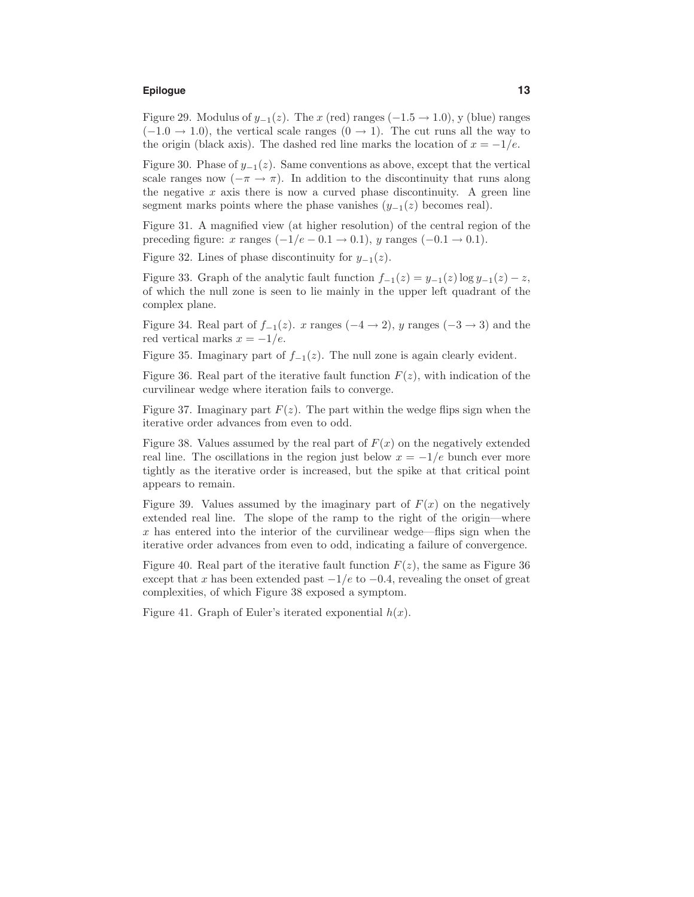Figure 29. Modulus of $y_{-1}(z)$. The $x$ (red) ranges $(-1.5 \to 1.0)$, y (blue) ranges $(-1.0 \to 1.0)$, the vertical scale ranges $(0 \to 1)$. The cut runs all the way to the origin (black axis). The dashed red line marks the location of $x = -1/e$.

Figure 30. Phase of $y_{-1}(z)$. Same conventions as above, except that the vertical scale ranges now $(-\pi \to \pi)$. In addition to the discontinuity that runs along the negative $x$ axis there is now a curved phase discontinuity. A green line segment marks points where the phase vanishes ($y_{-1}(z)$ becomes real).

Figure 31. A magnified view (at higher resolution) of the central region of the preceding figure: $x$ ranges $(-1/e - 0.1 \to 0.1)$, $y$ ranges $(-0.1 \to 0.1)$.

Figure 32. Lines of phase discontinuity for $y_{-1}(z)$.

Figure 33. Graph of the analytic fault function $f_{-1}(z) = y_{-1}(z) \log y_{-1}(z) - z$, of which the null zone is seen to lie mainly in the upper left quadrant of the complex plane.

Figure 34. Real part of $f_{-1}(z)$. $x$ ranges $(-4 \to 2)$, $y$ ranges $(-3 \to 3)$ and the red vertical marks $x = -1/e$.

Figure 35. Imaginary part of $f_{-1}(z)$. The null zone is again clearly evident.

Figure 36. Real part of the iterative fault function $F(z)$, with indication of the curvilinear wedge where iteration fails to converge.

Figure 37. Imaginary part $F(z)$. The part within the wedge flips sign when the iterative order advances from even to odd.

Figure 38. Values assumed by the real part of $F(x)$ on the negatively extended real line. The oscillations in the region just below $x = -1/e$ bunch ever more tightly as the iterative order is increased, but the spike at that critical point appears to remain.

Figure 39. Values assumed by the imaginary part of $F(x)$ on the negatively extended real line. The slope of the ramp to the right of the origin—where $x$ has entered into the interior of the curvilinear wedge—flips sign when the iterative order advances from even to odd, indicating a failure of convergence.

Figure 40. Real part of the iterative fault function $F(z)$, the same as Figure 36 except that $x$ has been extended past $-1/e$ to $-0.4$, revealing the onset of great complexities, of which Figure 38 exposed a symptom.

Figure 41. Graph of Euler's iterated exponential $h(x)$.